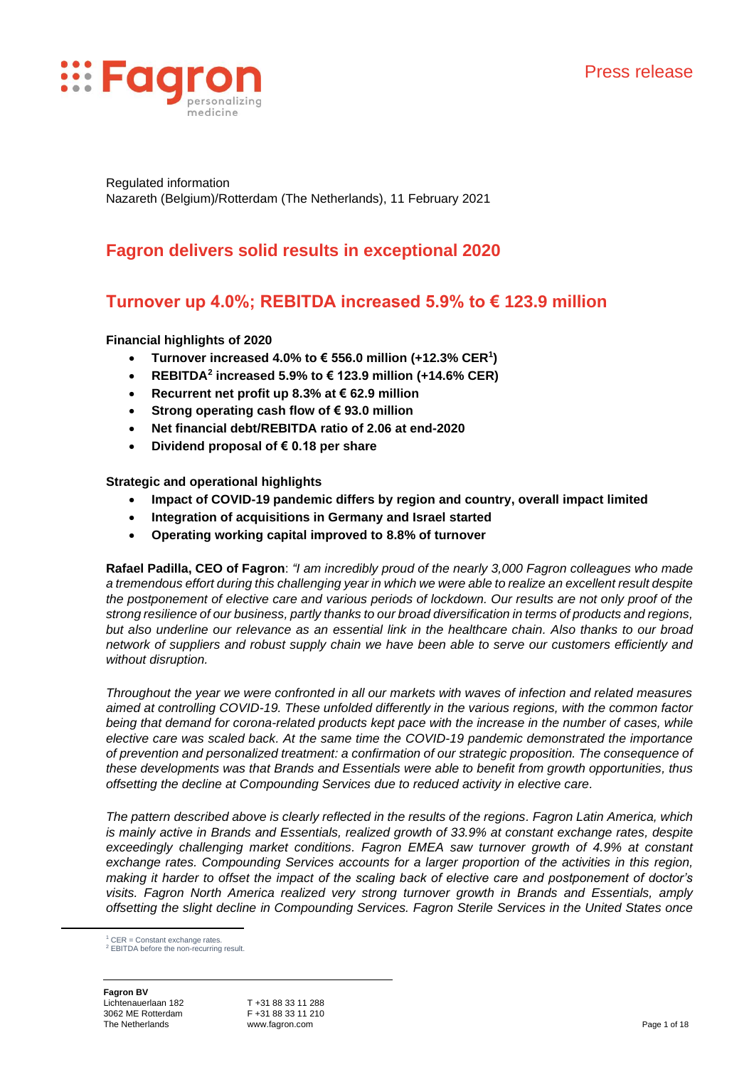Regulated information
Nazareth (Belgium)/Rotterdam (The Netherlands), 11 February 2021

# Fagron delivers solid results in exceptional 2020

# Turnover up 4.0%; REBITDA increased 5.9% to € 123.9 million

**Financial highlights of 2020**

- **Turnover increased 4.0% to € 556.0 million (+12.3% CER[1])**
- **REBITDA[2] increased 5.9% to € 123.9 million (+14.6% CER)**
- **Recurrent net profit up 8.3% at € 62.9 million**
- **Strong operating cash flow of € 93.0 million**
- **Net financial debt/REBITDA ratio of 2.06 at end-2020**
- **Dividend proposal of € 0.18 per share**

**Strategic and operational highlights**

- **Impact of COVID-19 pandemic differs by region and country, overall impact limited**
- **Integration of acquisitions in Germany and Israel started**
- **Operating working capital improved to 8.8% of turnover**

**Rafael Padilla, CEO of Fagron**: *"I am incredibly proud of the nearly 3,000 Fagron colleagues who made a tremendous effort during this challenging year in which we were able to realize an excellent result despite the postponement of elective care and various periods of lockdown. Our results are not only proof of the strong resilience of our business, partly thanks to our broad diversification in terms of products and regions, but also underline our relevance as an essential link in the healthcare chain. Also thanks to our broad network of suppliers and robust supply chain we have been able to serve our customers efficiently and without disruption.*

*Throughout the year we were confronted in all our markets with waves of infection and related measures aimed at controlling COVID-19. These unfolded differently in the various regions, with the common factor being that demand for corona-related products kept pace with the increase in the number of cases, while elective care was scaled back. At the same time the COVID-19 pandemic demonstrated the importance of prevention and personalized treatment: a confirmation of our strategic proposition. The consequence of these developments was that Brands and Essentials were able to benefit from growth opportunities, thus offsetting the decline at Compounding Services due to reduced activity in elective care.*

*The pattern described above is clearly reflected in the results of the regions. Fagron Latin America, which is mainly active in Brands and Essentials, realized growth of 33.9% at constant exchange rates, despite exceedingly challenging market conditions. Fagron EMEA saw turnover growth of 4.9% at constant exchange rates. Compounding Services accounts for a larger proportion of the activities in this region, making it harder to offset the impact of the scaling back of elective care and postponement of doctor's visits. Fagron North America realized very strong turnover growth in Brands and Essentials, amply offsetting the slight decline in Compounding Services. Fagron Sterile Services in the United States once*

[1] CER = Constant exchange rates.
[2] EBITDA before the non-recurring result.

**Fagron BV**
Lichtenauerlaan 182
3062 ME Rotterdam
The Netherlands

T +31 88 33 11 288
F +31 88 33 11 210
www.fagron.com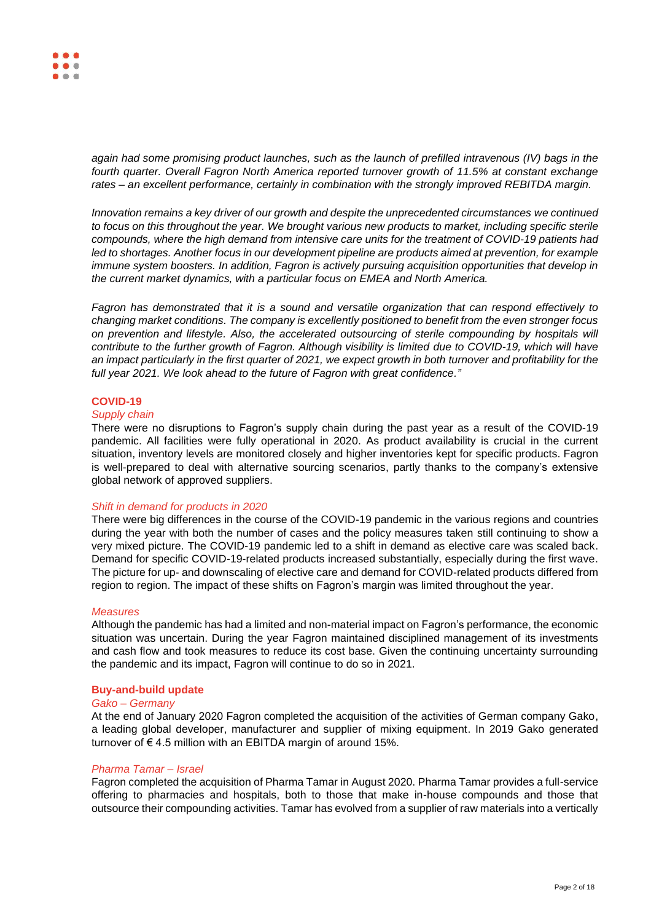*again had some promising product launches, such as the launch of prefilled intravenous (IV) bags in the fourth quarter. Overall Fagron North America reported turnover growth of 11.5% at constant exchange rates – an excellent performance, certainly in combination with the strongly improved REBITDA margin.*

*Innovation remains a key driver of our growth and despite the unprecedented circumstances we continued to focus on this throughout the year. We brought various new products to market, including specific sterile compounds, where the high demand from intensive care units for the treatment of COVID-19 patients had led to shortages. Another focus in our development pipeline are products aimed at prevention, for example immune system boosters. In addition, Fagron is actively pursuing acquisition opportunities that develop in the current market dynamics, with a particular focus on EMEA and North America.*

*Fagron has demonstrated that it is a sound and versatile organization that can respond effectively to changing market conditions. The company is excellently positioned to benefit from the even stronger focus on prevention and lifestyle. Also, the accelerated outsourcing of sterile compounding by hospitals will contribute to the further growth of Fagron. Although visibility is limited due to COVID-19, which will have an impact particularly in the first quarter of 2021, we expect growth in both turnover and profitability for the full year 2021. We look ahead to the future of Fagron with great confidence."*

## COVID-19

### *Supply chain*

There were no disruptions to Fagron's supply chain during the past year as a result of the COVID-19 pandemic. All facilities were fully operational in 2020. As product availability is crucial in the current situation, inventory levels are monitored closely and higher inventories kept for specific products. Fagron is well-prepared to deal with alternative sourcing scenarios, partly thanks to the company's extensive global network of approved suppliers.

### *Shift in demand for products in 2020*

There were big differences in the course of the COVID-19 pandemic in the various regions and countries during the year with both the number of cases and the policy measures taken still continuing to show a very mixed picture. The COVID-19 pandemic led to a shift in demand as elective care was scaled back. Demand for specific COVID-19-related products increased substantially, especially during the first wave. The picture for up- and downscaling of elective care and demand for COVID-related products differed from region to region. The impact of these shifts on Fagron's margin was limited throughout the year.

### *Measures*

Although the pandemic has had a limited and non-material impact on Fagron's performance, the economic situation was uncertain. During the year Fagron maintained disciplined management of its investments and cash flow and took measures to reduce its cost base. Given the continuing uncertainty surrounding the pandemic and its impact, Fagron will continue to do so in 2021.

## Buy-and-build update

### *Gako – Germany*

At the end of January 2020 Fagron completed the acquisition of the activities of German company Gako, a leading global developer, manufacturer and supplier of mixing equipment. In 2019 Gako generated turnover of € 4.5 million with an EBITDA margin of around 15%.

### *Pharma Tamar – Israel*

Fagron completed the acquisition of Pharma Tamar in August 2020. Pharma Tamar provides a full-service offering to pharmacies and hospitals, both to those that make in-house compounds and those that outsource their compounding activities. Tamar has evolved from a supplier of raw materials into a vertically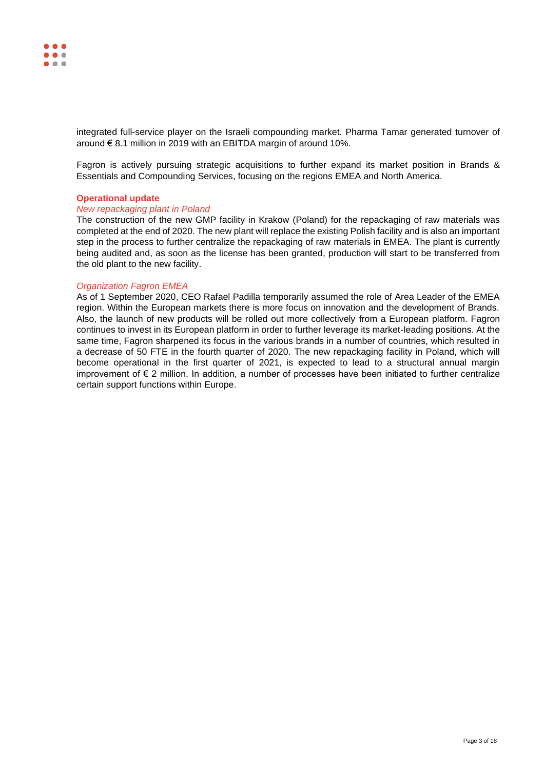integrated full-service player on the Israeli compounding market. Pharma Tamar generated turnover of around € 8.1 million in 2019 with an EBITDA margin of around 10%.

Fagron is actively pursuing strategic acquisitions to further expand its market position in Brands & Essentials and Compounding Services, focusing on the regions EMEA and North America.

## Operational update

### *New repackaging plant in Poland*

The construction of the new GMP facility in Krakow (Poland) for the repackaging of raw materials was completed at the end of 2020. The new plant will replace the existing Polish facility and is also an important step in the process to further centralize the repackaging of raw materials in EMEA. The plant is currently being audited and, as soon as the license has been granted, production will start to be transferred from the old plant to the new facility.

### *Organization Fagron EMEA*

As of 1 September 2020, CEO Rafael Padilla temporarily assumed the role of Area Leader of the EMEA region. Within the European markets there is more focus on innovation and the development of Brands. Also, the launch of new products will be rolled out more collectively from a European platform. Fagron continues to invest in its European platform in order to further leverage its market-leading positions. At the same time, Fagron sharpened its focus in the various brands in a number of countries, which resulted in a decrease of 50 FTE in the fourth quarter of 2020. The new repackaging facility in Poland, which will become operational in the first quarter of 2021, is expected to lead to a structural annual margin improvement of € 2 million. In addition, a number of processes have been initiated to further centralize certain support functions within Europe.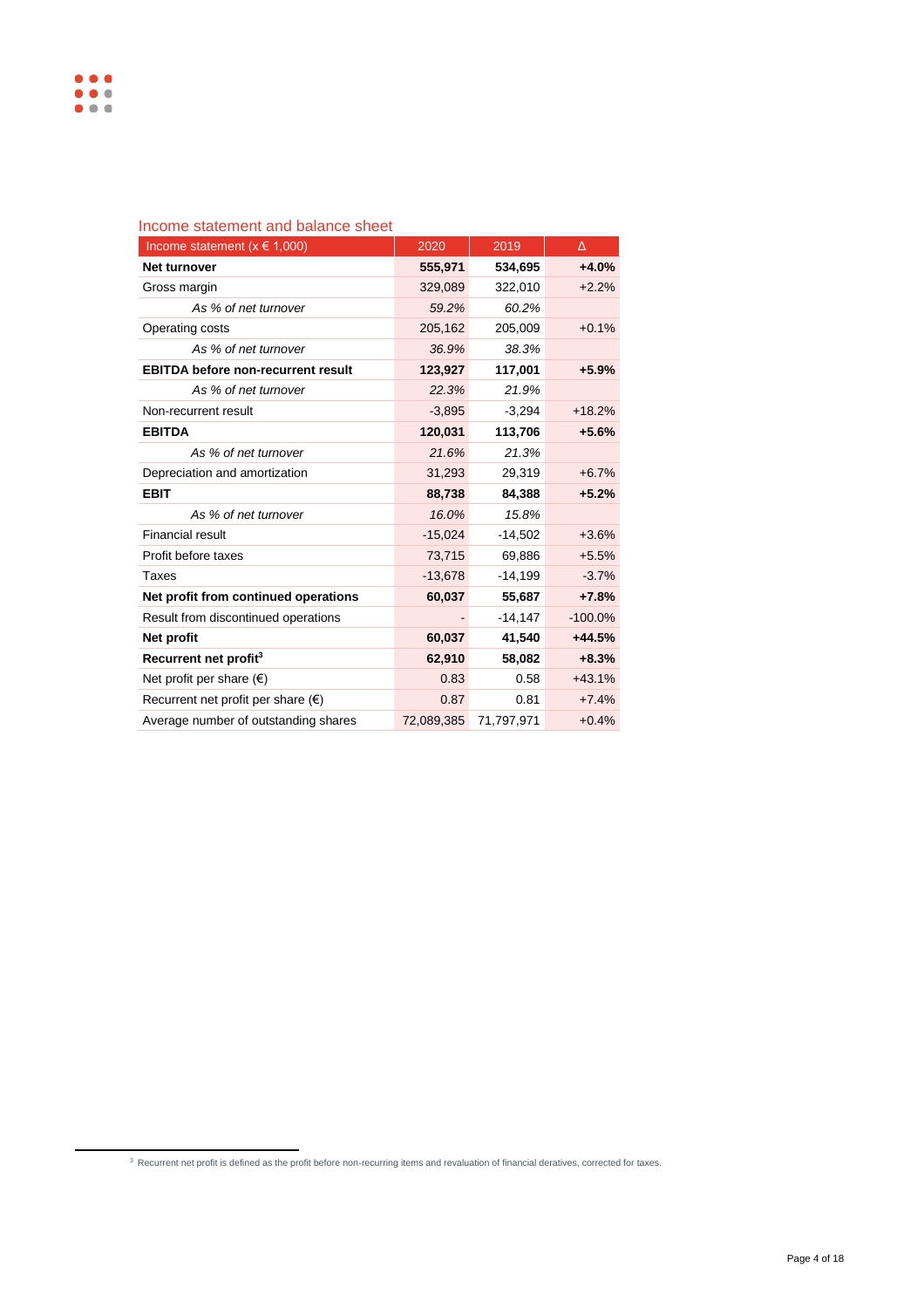## Income statement and balance sheet

| Income statement (x € 1,000) | 2020 | 2019 | Δ |
|---|---|---|---|
| **Net turnover** | **555,971** | **534,695** | **+4.0%** |
| Gross margin | 329,089 | 322,010 | +2.2% |
| *As % of net turnover* | *59.2%* | *60.2%* | |
| Operating costs | 205,162 | 205,009 | +0.1% |
| *As % of net turnover* | *36.9%* | *38.3%* | |
| **EBITDA before non-recurrent result** | **123,927** | **117,001** | **+5.9%** |
| *As % of net turnover* | *22.3%* | *21.9%* | |
| Non-recurrent result | -3,895 | -3,294 | +18.2% |
| **EBITDA** | **120,031** | **113,706** | **+5.6%** |
| *As % of net turnover* | *21.6%* | *21.3%* | |
| Depreciation and amortization | 31,293 | 29,319 | +6.7% |
| **EBIT** | **88,738** | **84,388** | **+5.2%** |
| *As % of net turnover* | *16.0%* | *15.8%* | |
| Financial result | -15,024 | -14,502 | +3.6% |
| Profit before taxes | 73,715 | 69,886 | +5.5% |
| Taxes | -13,678 | -14,199 | -3.7% |
| **Net profit from continued operations** | **60,037** | **55,687** | **+7.8%** |
| Result from discontinued operations | - | -14,147 | -100.0% |
| **Net profit** | **60,037** | **41,540** | **+44.5%** |
| **Recurrent net profit[3]** | **62,910** | **58,082** | **+8.3%** |
| Net profit per share (€) | 0.83 | 0.58 | +43.1% |
| Recurrent net profit per share (€) | 0.87 | 0.81 | +7.4% |
| Average number of outstanding shares | 72,089,385 | 71,797,971 | +0.4% |

[3] Recurrent net profit is defined as the profit before non-recurring items and revaluation of financial derivatives, corrected for taxes.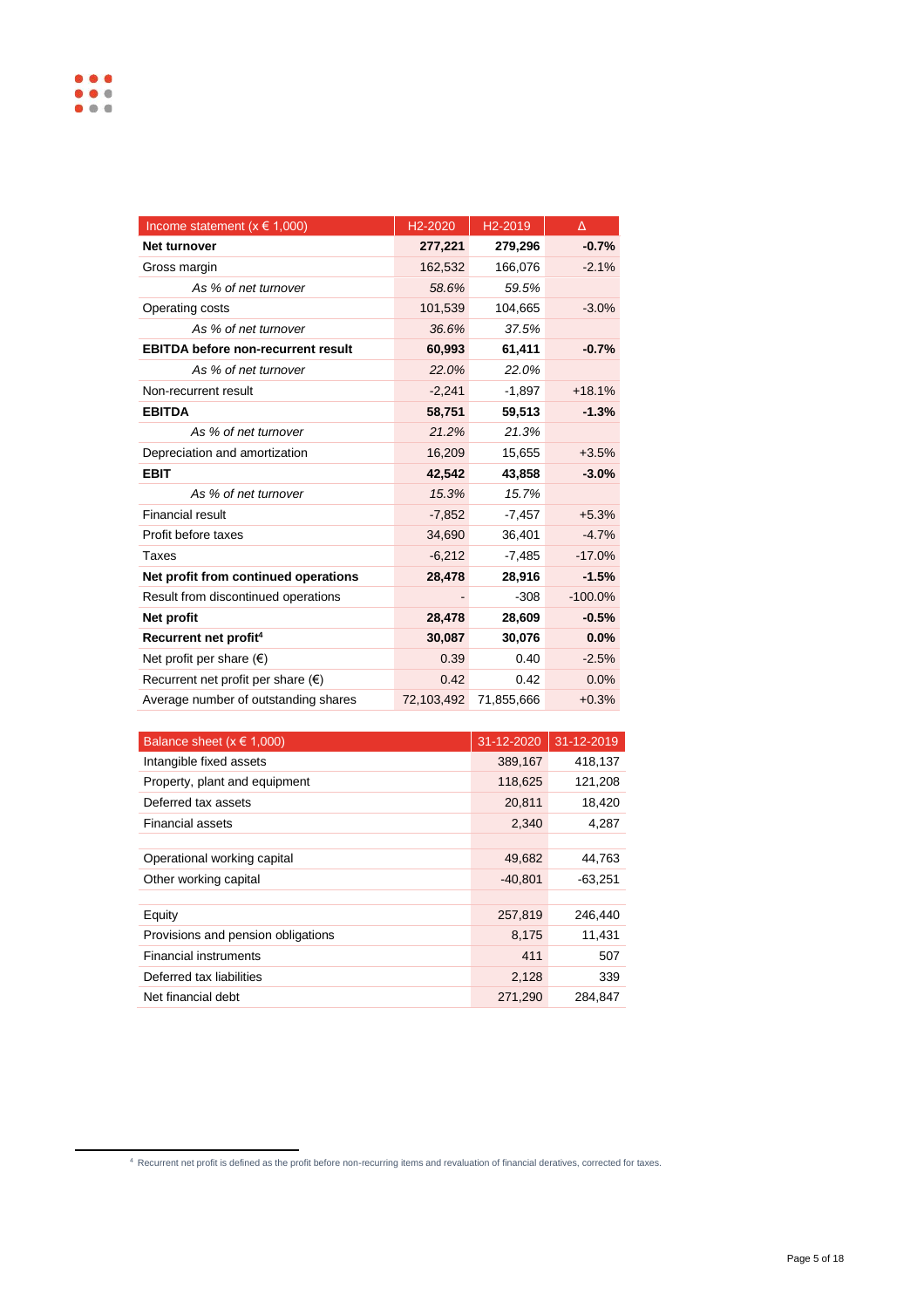| Income statement (x € 1,000) | H2-2020 | H2-2019 | Δ |
|---|---|---|---|
| **Net turnover** | **277,221** | **279,296** | **-0.7%** |
| Gross margin | 162,532 | 166,076 | -2.1% |
| *As % of net turnover* | *58.6%* | *59.5%* | |
| Operating costs | 101,539 | 104,665 | -3.0% |
| *As % of net turnover* | *36.6%* | *37.5%* | |
| **EBITDA before non-recurrent result** | **60,993** | **61,411** | **-0.7%** |
| *As % of net turnover* | *22.0%* | *22.0%* | |
| Non-recurrent result | -2,241 | -1,897 | +18.1% |
| **EBITDA** | **58,751** | **59,513** | **-1.3%** |
| *As % of net turnover* | *21.2%* | *21.3%* | |
| Depreciation and amortization | 16,209 | 15,655 | +3.5% |
| **EBIT** | **42,542** | **43,858** | **-3.0%** |
| *As % of net turnover* | *15.3%* | *15.7%* | |
| Financial result | -7,852 | -7,457 | +5.3% |
| Profit before taxes | 34,690 | 36,401 | -4.7% |
| Taxes | -6,212 | -7,485 | -17.0% |
| **Net profit from continued operations** | **28,478** | **28,916** | **-1.5%** |
| Result from discontinued operations | - | -308 | -100.0% |
| **Net profit** | **28,478** | **28,609** | **-0.5%** |
| **Recurrent net profit[4]** | **30,087** | **30,076** | **0.0%** |
| Net profit per share (€) | 0.39 | 0.40 | -2.5% |
| Recurrent net profit per share (€) | 0.42 | 0.42 | 0.0% |
| Average number of outstanding shares | 72,103,492 | 71,855,666 | +0.3% |

| Balance sheet (x € 1,000) | 31-12-2020 | 31-12-2019 |
|---|---|---|
| Intangible fixed assets | 389,167 | 418,137 |
| Property, plant and equipment | 118,625 | 121,208 |
| Deferred tax assets | 20,811 | 18,420 |
| Financial assets | 2,340 | 4,287 |
| | | |
| Operational working capital | 49,682 | 44,763 |
| Other working capital | -40,801 | -63,251 |
| | | |
| Equity | 257,819 | 246,440 |
| Provisions and pension obligations | 8,175 | 11,431 |
| Financial instruments | 411 | 507 |
| Deferred tax liabilities | 2,128 | 339 |
| Net financial debt | 271,290 | 284,847 |

[4] Recurrent net profit is defined as the profit before non-recurring items and revaluation of financial derivatives, corrected for taxes.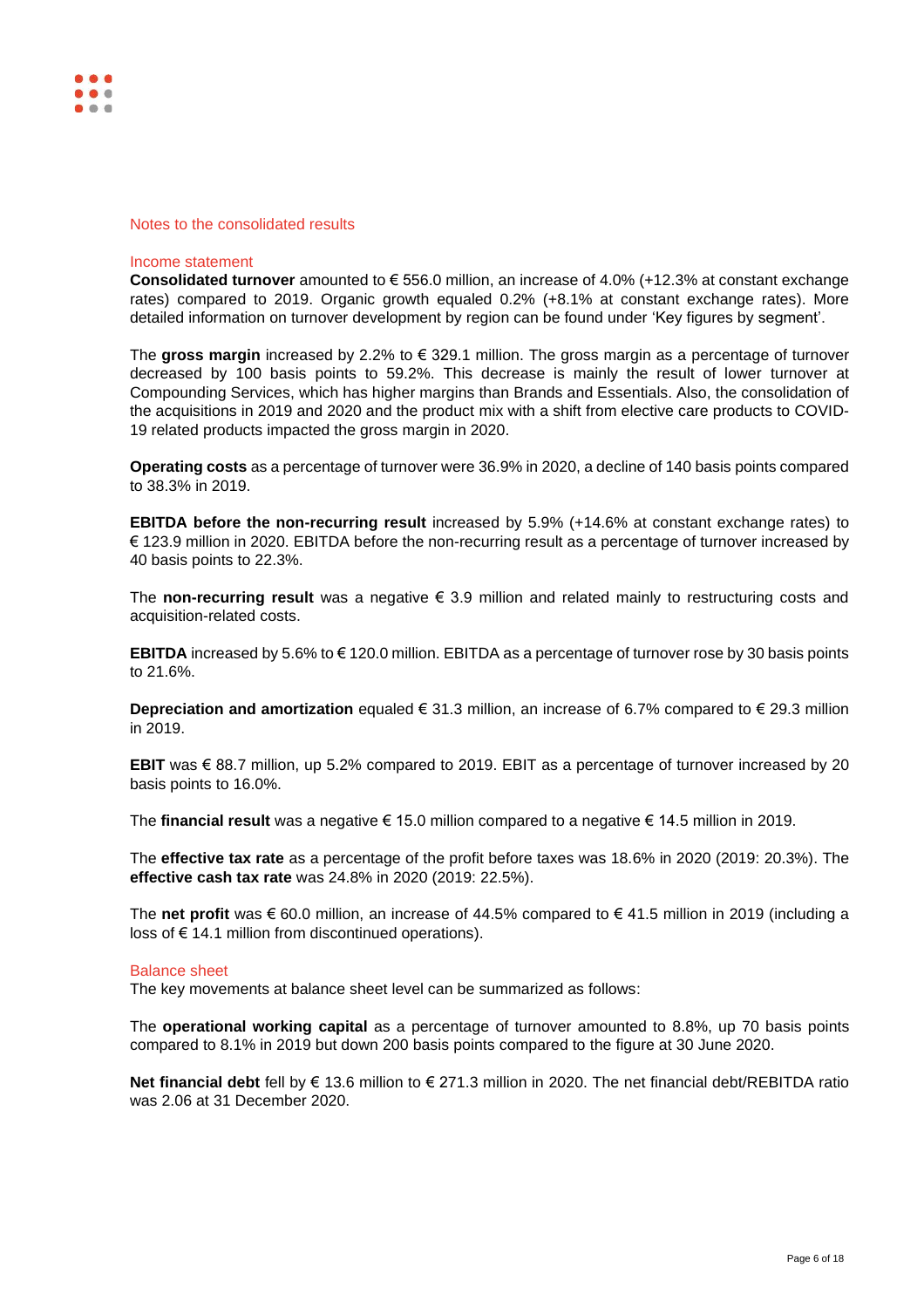## Notes to the consolidated results

### Income statement

**Consolidated turnover** amounted to € 556.0 million, an increase of 4.0% (+12.3% at constant exchange rates) compared to 2019. Organic growth equaled 0.2% (+8.1% at constant exchange rates). More detailed information on turnover development by region can be found under 'Key figures by segment'.

The **gross margin** increased by 2.2% to € 329.1 million. The gross margin as a percentage of turnover decreased by 100 basis points to 59.2%. This decrease is mainly the result of lower turnover at Compounding Services, which has higher margins than Brands and Essentials. Also, the consolidation of the acquisitions in 2019 and 2020 and the product mix with a shift from elective care products to COVID-19 related products impacted the gross margin in 2020.

**Operating costs** as a percentage of turnover were 36.9% in 2020, a decline of 140 basis points compared to 38.3% in 2019.

**EBITDA before the non-recurring result** increased by 5.9% (+14.6% at constant exchange rates) to € 123.9 million in 2020. EBITDA before the non-recurring result as a percentage of turnover increased by 40 basis points to 22.3%.

The **non-recurring result** was a negative € 3.9 million and related mainly to restructuring costs and acquisition-related costs.

**EBITDA** increased by 5.6% to € 120.0 million. EBITDA as a percentage of turnover rose by 30 basis points to 21.6%.

**Depreciation and amortization** equaled € 31.3 million, an increase of 6.7% compared to € 29.3 million in 2019.

**EBIT** was € 88.7 million, up 5.2% compared to 2019. EBIT as a percentage of turnover increased by 20 basis points to 16.0%.

The **financial result** was a negative € 15.0 million compared to a negative € 14.5 million in 2019.

The **effective tax rate** as a percentage of the profit before taxes was 18.6% in 2020 (2019: 20.3%). The **effective cash tax rate** was 24.8% in 2020 (2019: 22.5%).

The **net profit** was € 60.0 million, an increase of 44.5% compared to € 41.5 million in 2019 (including a loss of € 14.1 million from discontinued operations).

### Balance sheet

The key movements at balance sheet level can be summarized as follows:

The **operational working capital** as a percentage of turnover amounted to 8.8%, up 70 basis points compared to 8.1% in 2019 but down 200 basis points compared to the figure at 30 June 2020.

**Net financial debt** fell by € 13.6 million to € 271.3 million in 2020. The net financial debt/REBITDA ratio was 2.06 at 31 December 2020.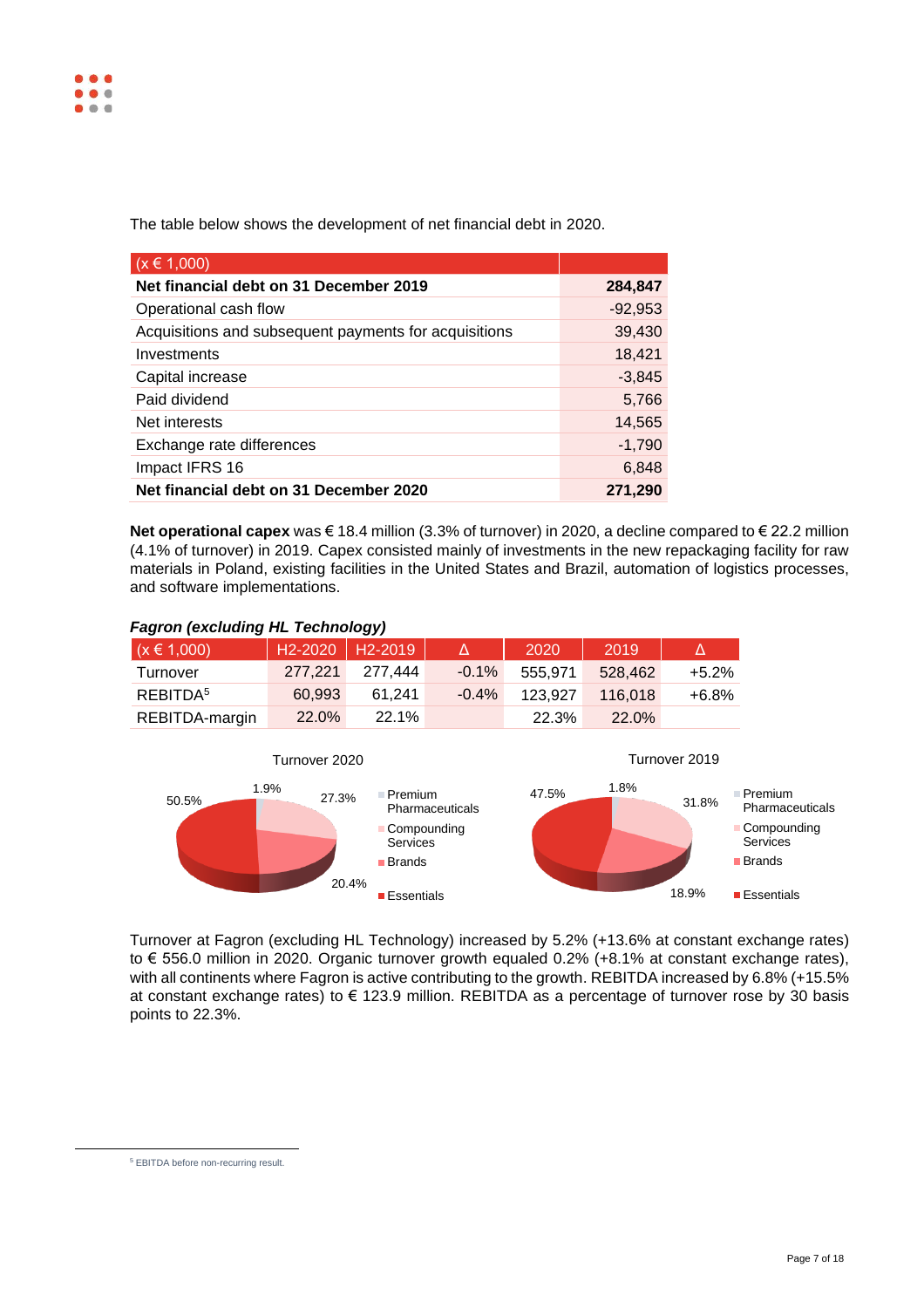The table below shows the development of net financial debt in 2020.

| (x € 1,000) | |
|---|---|
| **Net financial debt on 31 December 2019** | **284,847** |
| Operational cash flow | -92,953 |
| Acquisitions and subsequent payments for acquisitions | 39,430 |
| Investments | 18,421 |
| Capital increase | -3,845 |
| Paid dividend | 5,766 |
| Net interests | 14,565 |
| Exchange rate differences | -1,790 |
| Impact IFRS 16 | 6,848 |
| **Net financial debt on 31 December 2020** | **271,290** |

**Net operational capex** was € 18.4 million (3.3% of turnover) in 2020, a decline compared to € 22.2 million (4.1% of turnover) in 2019. Capex consisted mainly of investments in the new repackaging facility for raw materials in Poland, existing facilities in the United States and Brazil, automation of logistics processes, and software implementations.

***Fagron (excluding HL Technology)***

| (x € 1,000) | H2-2020 | H2-2019 | Δ | 2020 | 2019 | Δ |
|---|---|---|---|---|---|---|
| Turnover | 277,221 | 277,444 | -0.1% | 555,971 | 528,462 | +5.2% |
| REBITDA[5] | 60,993 | 61,241 | -0.4% | 123,927 | 116,018 | +6.8% |
| REBITDA-margin | 22.0% | 22.1% | | 22.3% | 22.0% | |

Turnover 2020

- Premium Pharmaceuticals: 1.9%
- Compounding Services: 27.3%
- Brands: 20.4%
- Essentials: 50.5%

Turnover 2019

- Premium Pharmaceuticals: 1.8%
- Compounding Services: 31.8%
- Brands: 18.9%
- Essentials: 47.5%

Turnover at Fagron (excluding HL Technology) increased by 5.2% (+13.6% at constant exchange rates) to € 556.0 million in 2020. Organic turnover growth equaled 0.2% (+8.1% at constant exchange rates), with all continents where Fagron is active contributing to the growth. REBITDA increased by 6.8% (+15.5% at constant exchange rates) to € 123.9 million. REBITDA as a percentage of turnover rose by 30 basis points to 22.3%.

[5] EBITDA before non-recurring result.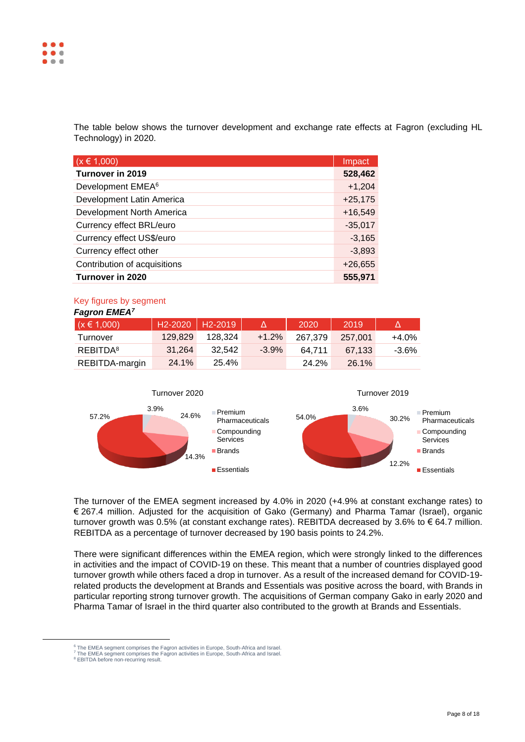The table below shows the turnover development and exchange rate effects at Fagron (excluding HL Technology) in 2020.

| (x € 1,000) | Impact |
|---|---|
| **Turnover in 2019** | **528,462** |
| Development EMEA[6] | +1,204 |
| Development Latin America | +25,175 |
| Development North America | +16,549 |
| Currency effect BRL/euro | -35,017 |
| Currency effect US$/euro | -3,165 |
| Currency effect other | -3,893 |
| Contribution of acquisitions | +26,655 |
| **Turnover in 2020** | **555,971** |

## Key figures by segment

***Fagron EMEA[7]***

| (x € 1,000) | H2-2020 | H2-2019 | Δ | 2020 | 2019 | Δ |
|---|---|---|---|---|---|---|
| Turnover | 129,829 | 128,324 | +1.2% | 267,379 | 257,001 | +4.0% |
| REBITDA[8] | 31,264 | 32,542 | -3.9% | 64,711 | 67,133 | -3.6% |
| REBITDA-margin | 24.1% | 25.4% | | 24.2% | 26.1% | |

Turnover 2020

- Premium Pharmaceuticals: 3.9%
- Compounding Services: 24.6%
- Brands: 14.3%
- Essentials: 57.2%

Turnover 2019

- Premium Pharmaceuticals: 3.6%
- Compounding Services: 30.2%
- Brands: 12.2%
- Essentials: 54.0%

The turnover of the EMEA segment increased by 4.0% in 2020 (+4.9% at constant exchange rates) to € 267.4 million. Adjusted for the acquisition of Gako (Germany) and Pharma Tamar (Israel), organic turnover growth was 0.5% (at constant exchange rates). REBITDA decreased by 3.6% to € 64.7 million. REBITDA as a percentage of turnover decreased by 190 basis points to 24.2%.

There were significant differences within the EMEA region, which were strongly linked to the differences in activities and the impact of COVID-19 on these. This meant that a number of countries displayed good turnover growth while others faced a drop in turnover. As a result of the increased demand for COVID-19-related products the development at Brands and Essentials was positive across the board, with Brands in particular reporting strong turnover growth. The acquisitions of German company Gako in early 2020 and Pharma Tamar of Israel in the third quarter also contributed to the growth at Brands and Essentials.

---

[6] The EMEA segment comprises the Fagron activities in Europe, South-Africa and Israel.
[7] The EMEA segment comprises the Fagron activities in Europe, South-Africa and Israel.
[8] EBITDA before non-recurring result.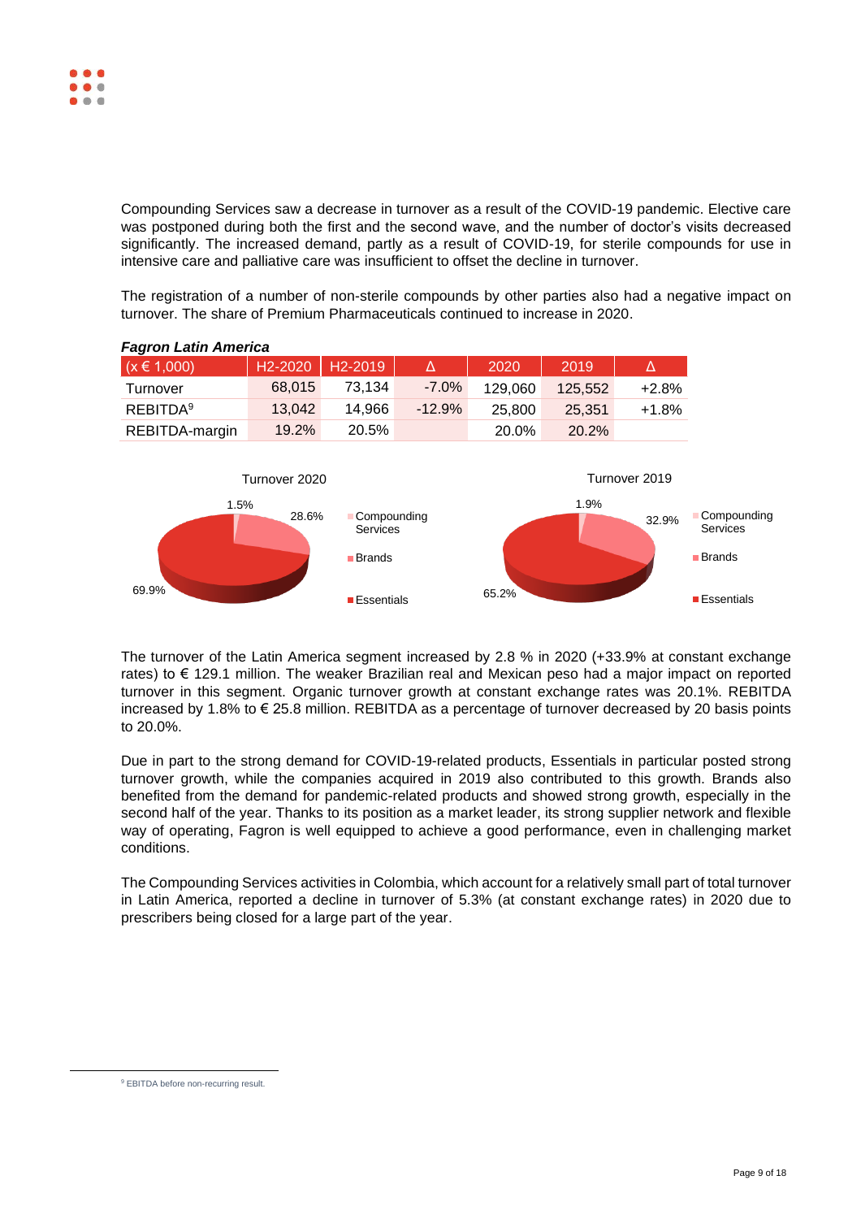Compounding Services saw a decrease in turnover as a result of the COVID-19 pandemic. Elective care was postponed during both the first and the second wave, and the number of doctor's visits decreased significantly. The increased demand, partly as a result of COVID-19, for sterile compounds for use in intensive care and palliative care was insufficient to offset the decline in turnover.

The registration of a number of non-sterile compounds by other parties also had a negative impact on turnover. The share of Premium Pharmaceuticals continued to increase in 2020.

***Fagron Latin America***

| (x € 1,000) | H2-2020 | H2-2019 | Δ | 2020 | 2019 | Δ |
|---|---|---|---|---|---|---|
| Turnover | 68,015 | 73,134 | -7.0% | 129,060 | 125,552 | +2.8% |
| REBITDA[9] | 13,042 | 14,966 | -12.9% | 25,800 | 25,351 | +1.8% |
| REBITDA-margin | 19.2% | 20.5% | | 20.0% | 20.2% | |

Turnover 2020

- Compounding Services: 1.5%
- Brands: 28.6%
- Essentials: 69.9%

Turnover 2019

- Compounding Services: 1.9%
- Brands: 32.9%
- Essentials: 65.2%

The turnover of the Latin America segment increased by 2.8 % in 2020 (+33.9% at constant exchange rates) to € 129.1 million. The weaker Brazilian real and Mexican peso had a major impact on reported turnover in this segment. Organic turnover growth at constant exchange rates was 20.1%. REBITDA increased by 1.8% to € 25.8 million. REBITDA as a percentage of turnover decreased by 20 basis points to 20.0%.

Due in part to the strong demand for COVID-19-related products, Essentials in particular posted strong turnover growth, while the companies acquired in 2019 also contributed to this growth. Brands also benefited from the demand for pandemic-related products and showed strong growth, especially in the second half of the year. Thanks to its position as a market leader, its strong supplier network and flexible way of operating, Fagron is well equipped to achieve a good performance, even in challenging market conditions.

The Compounding Services activities in Colombia, which account for a relatively small part of total turnover in Latin America, reported a decline in turnover of 5.3% (at constant exchange rates) in 2020 due to prescribers being closed for a large part of the year.

[9] EBITDA before non-recurring result.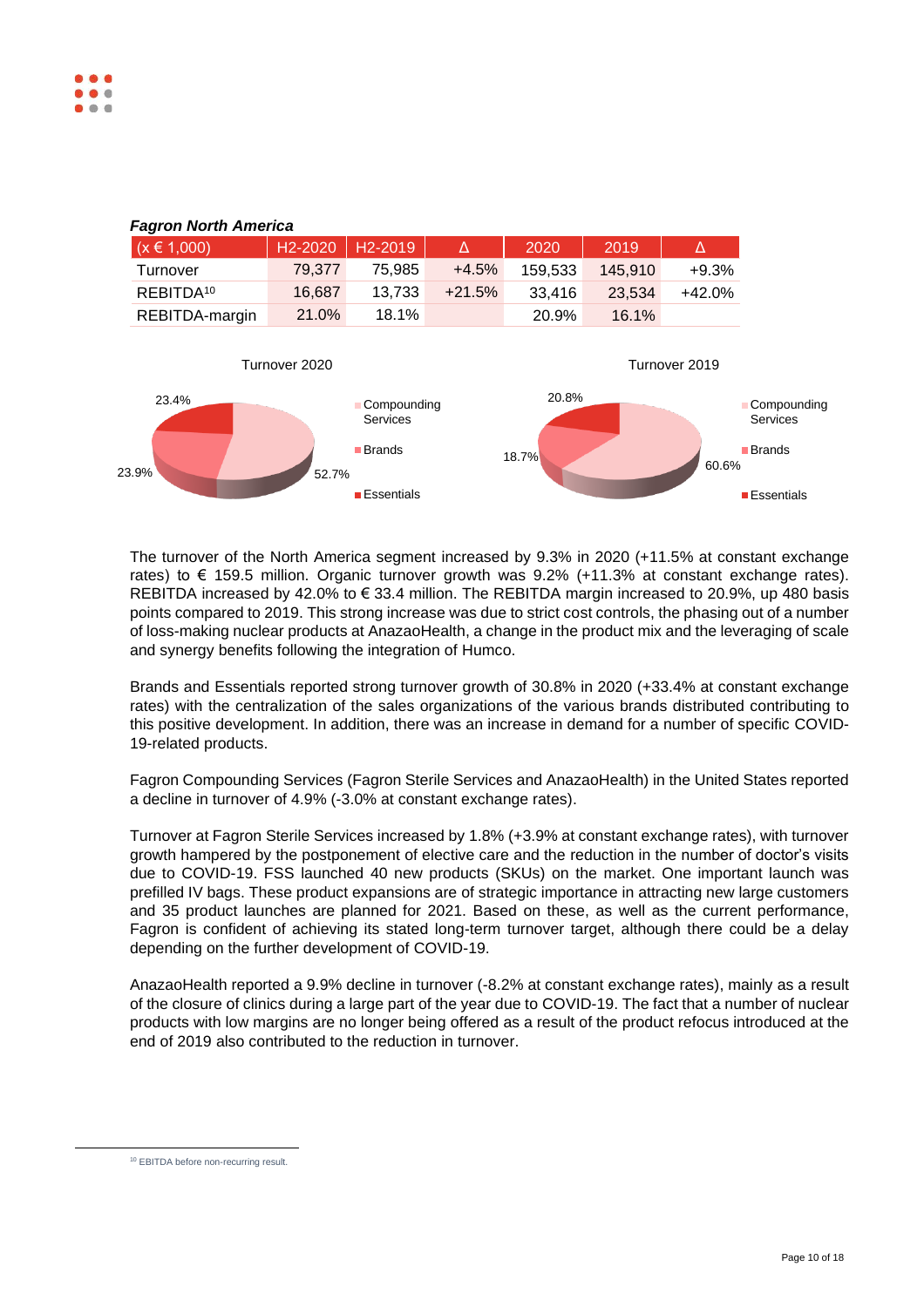***Fagron North America***

| (x € 1,000) | H2-2020 | H2-2019 | Δ | 2020 | 2019 | Δ |
|---|---|---|---|---|---|---|
| Turnover | 79,377 | 75,985 | +4.5% | 159,533 | 145,910 | +9.3% |
| REBITDA[10] | 16,687 | 13,733 | +21.5% | 33,416 | 23,534 | +42.0% |
| REBITDA-margin | 21.0% | 18.1% | | 20.9% | 16.1% | |

Turnover 2020

- Compounding Services: 52.7%
- Brands: 23.9%
- Essentials: 23.4%

Turnover 2019

- Compounding Services: 60.6%
- Brands: 18.7%
- Essentials: 20.8%

The turnover of the North America segment increased by 9.3% in 2020 (+11.5% at constant exchange rates) to € 159.5 million. Organic turnover growth was 9.2% (+11.3% at constant exchange rates). REBITDA increased by 42.0% to € 33.4 million. The REBITDA margin increased to 20.9%, up 480 basis points compared to 2019. This strong increase was due to strict cost controls, the phasing out of a number of loss-making nuclear products at AnazaoHealth, a change in the product mix and the leveraging of scale and synergy benefits following the integration of Humco.

Brands and Essentials reported strong turnover growth of 30.8% in 2020 (+33.4% at constant exchange rates) with the centralization of the sales organizations of the various brands distributed contributing to this positive development. In addition, there was an increase in demand for a number of specific COVID-19-related products.

Fagron Compounding Services (Fagron Sterile Services and AnazaoHealth) in the United States reported a decline in turnover of 4.9% (-3.0% at constant exchange rates).

Turnover at Fagron Sterile Services increased by 1.8% (+3.9% at constant exchange rates), with turnover growth hampered by the postponement of elective care and the reduction in the number of doctor's visits due to COVID-19. FSS launched 40 new products (SKUs) on the market. One important launch was prefilled IV bags. These product expansions are of strategic importance in attracting new large customers and 35 product launches are planned for 2021. Based on these, as well as the current performance, Fagron is confident of achieving its stated long-term turnover target, although there could be a delay depending on the further development of COVID-19.

AnazaoHealth reported a 9.9% decline in turnover (-8.2% at constant exchange rates), mainly as a result of the closure of clinics during a large part of the year due to COVID-19. The fact that a number of nuclear products with low margins are no longer being offered as a result of the product refocus introduced at the end of 2019 also contributed to the reduction in turnover.

[10] EBITDA before non-recurring result.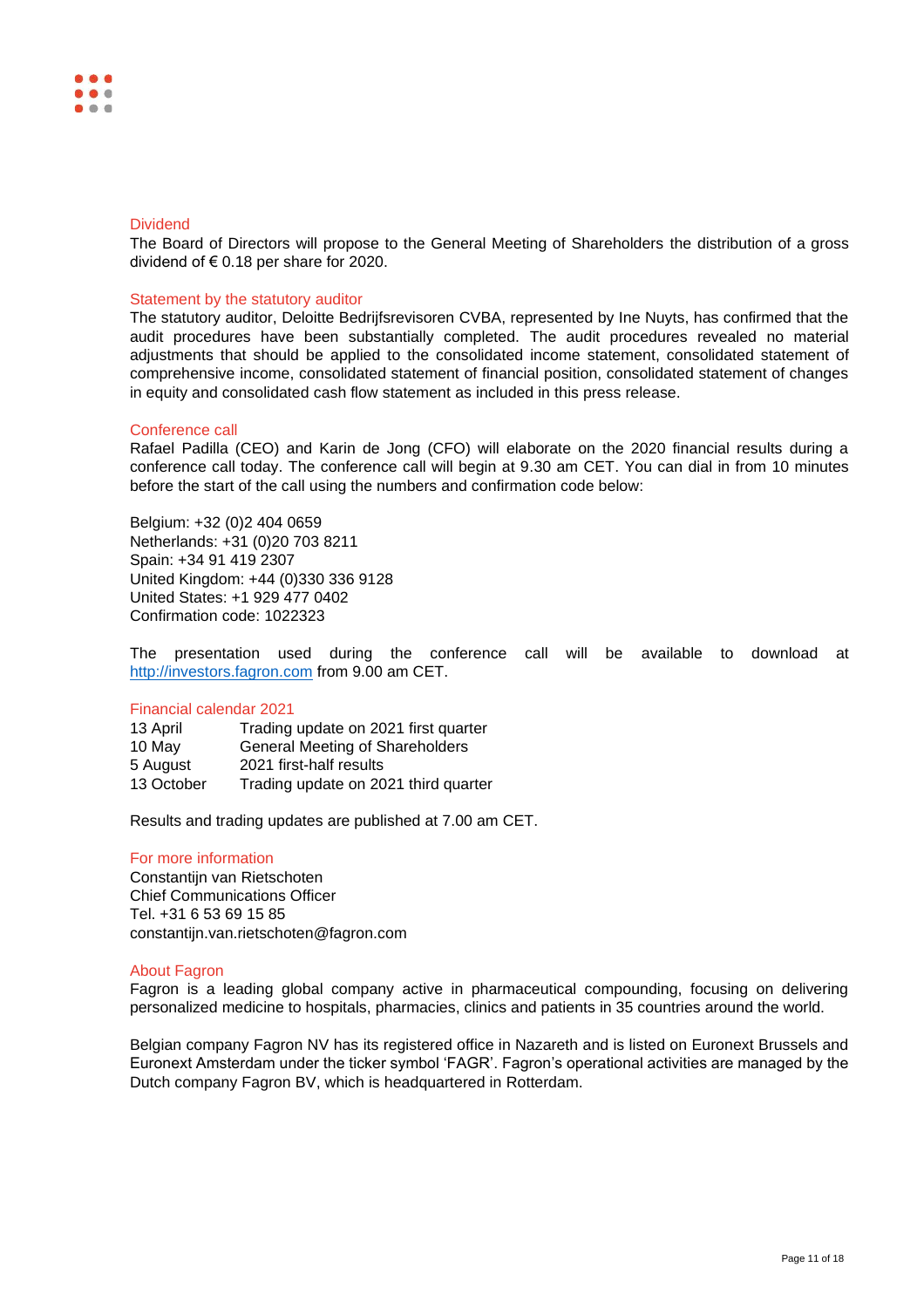## Dividend

The Board of Directors will propose to the General Meeting of Shareholders the distribution of a gross dividend of € 0.18 per share for 2020.

## Statement by the statutory auditor

The statutory auditor, Deloitte Bedrijfsrevisoren CVBA, represented by Ine Nuyts, has confirmed that the audit procedures have been substantially completed. The audit procedures revealed no material adjustments that should be applied to the consolidated income statement, consolidated statement of comprehensive income, consolidated statement of financial position, consolidated statement of changes in equity and consolidated cash flow statement as included in this press release.

## Conference call

Rafael Padilla (CEO) and Karin de Jong (CFO) will elaborate on the 2020 financial results during a conference call today. The conference call will begin at 9.30 am CET. You can dial in from 10 minutes before the start of the call using the numbers and confirmation code below:

Belgium: +32 (0)2 404 0659
Netherlands: +31 (0)20 703 8211
Spain: +34 91 419 2307
United Kingdom: +44 (0)330 336 9128
United States: +1 929 477 0402
Confirmation code: 1022323

The presentation used during the conference call will be available to download at http://investors.fagron.com from 9.00 am CET.

## Financial calendar 2021

| | |
|---|---|
| 13 April | Trading update on 2021 first quarter |
| 10 May | General Meeting of Shareholders |
| 5 August | 2021 first-half results |
| 13 October | Trading update on 2021 third quarter |

Results and trading updates are published at 7.00 am CET.

## For more information

Constantijn van Rietschoten
Chief Communications Officer
Tel. +31 6 53 69 15 85
constantijn.van.rietschoten@fagron.com

## About Fagron

Fagron is a leading global company active in pharmaceutical compounding, focusing on delivering personalized medicine to hospitals, pharmacies, clinics and patients in 35 countries around the world.

Belgian company Fagron NV has its registered office in Nazareth and is listed on Euronext Brussels and Euronext Amsterdam under the ticker symbol 'FAGR'. Fagron's operational activities are managed by the Dutch company Fagron BV, which is headquartered in Rotterdam.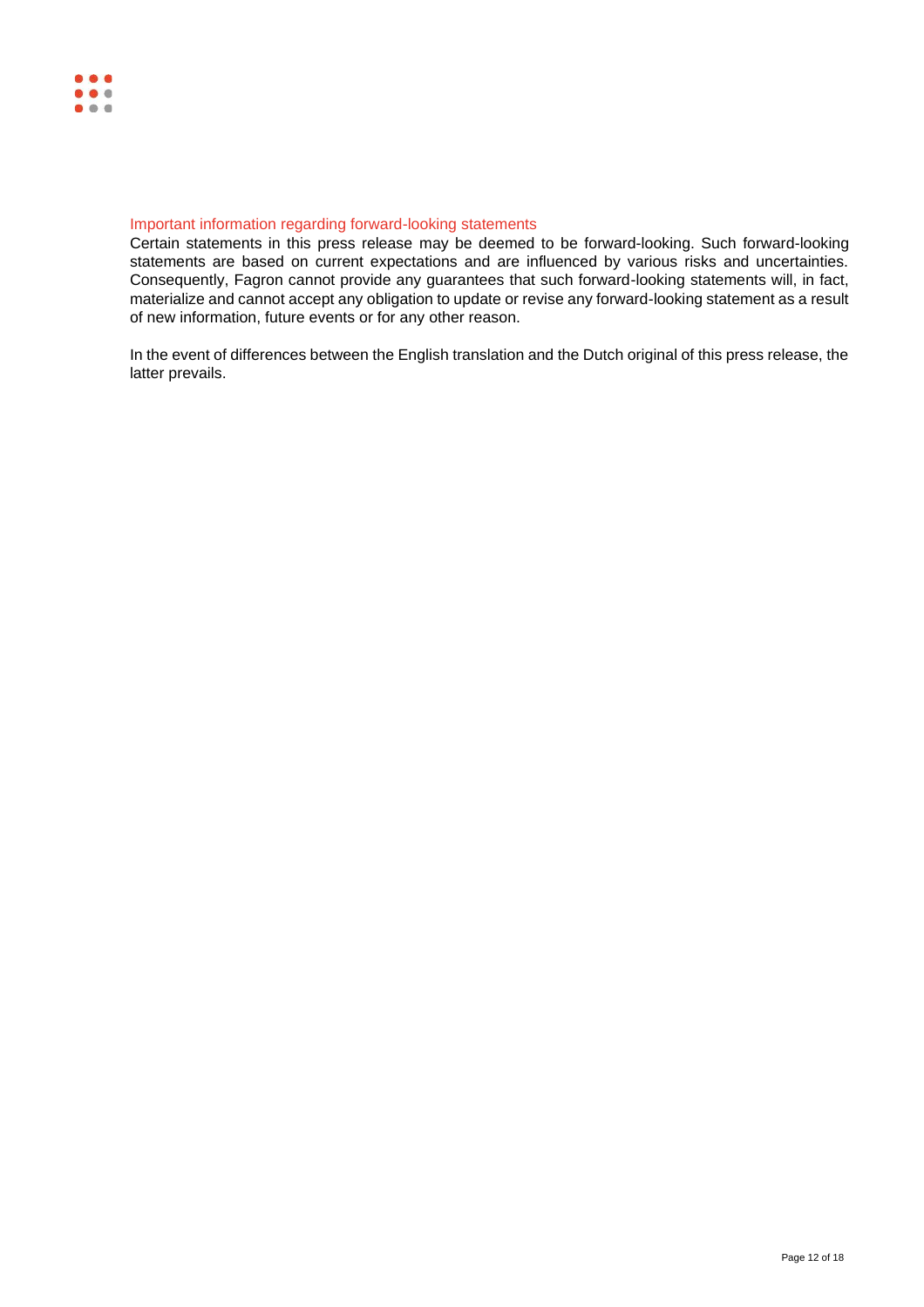### Important information regarding forward-looking statements

Certain statements in this press release may be deemed to be forward-looking. Such forward-looking statements are based on current expectations and are influenced by various risks and uncertainties. Consequently, Fagron cannot provide any guarantees that such forward-looking statements will, in fact, materialize and cannot accept any obligation to update or revise any forward-looking statement as a result of new information, future events or for any other reason.

In the event of differences between the English translation and the Dutch original of this press release, the latter prevails.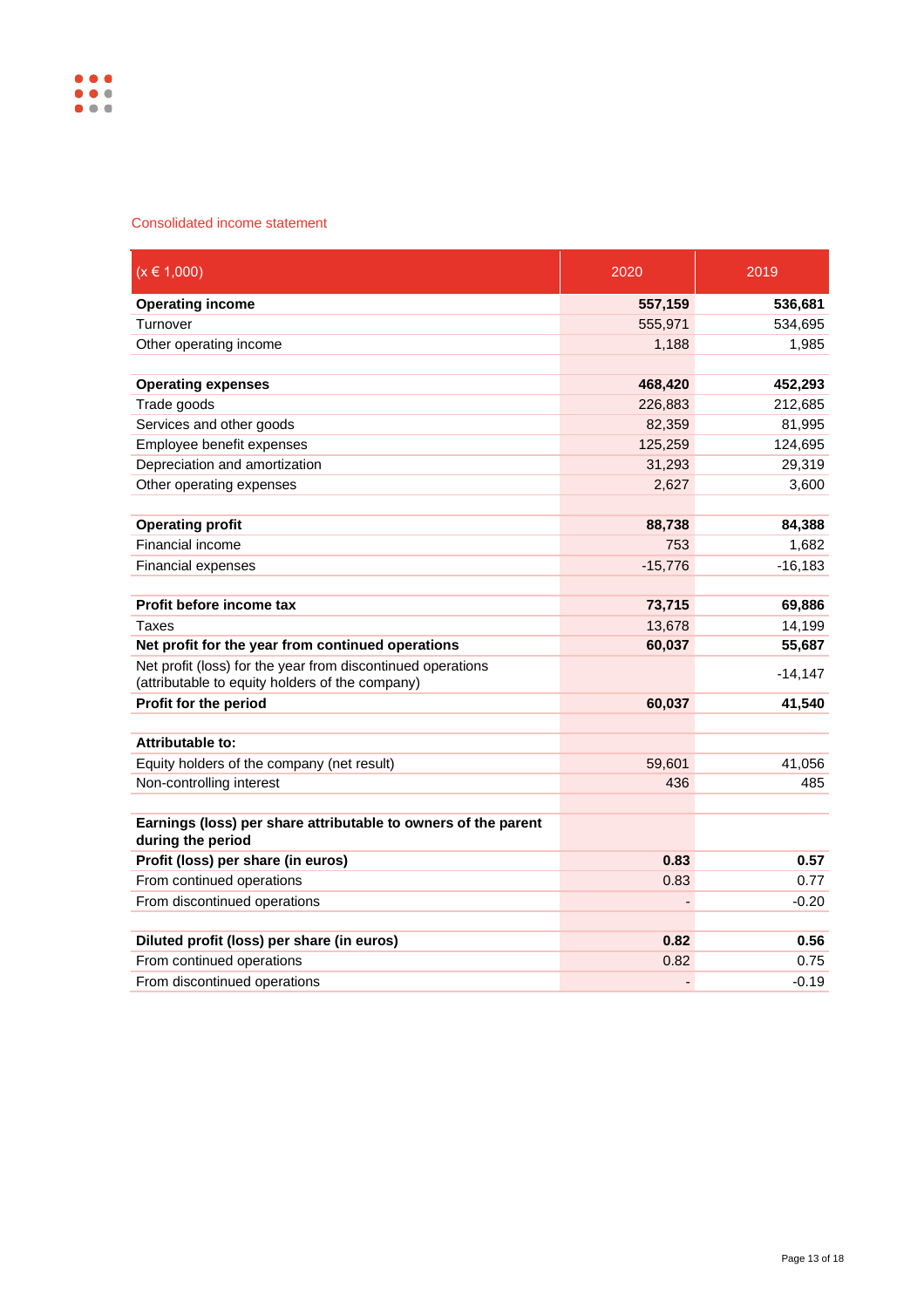## Consolidated income statement

| (x € 1,000) | 2020 | 2019 |
|---|---|---|
| **Operating income** | **557,159** | **536,681** |
| Turnover | 555,971 | 534,695 |
| Other operating income | 1,188 | 1,985 |
| | | |
| **Operating expenses** | **468,420** | **452,293** |
| Trade goods | 226,883 | 212,685 |
| Services and other goods | 82,359 | 81,995 |
| Employee benefit expenses | 125,259 | 124,695 |
| Depreciation and amortization | 31,293 | 29,319 |
| Other operating expenses | 2,627 | 3,600 |
| | | |
| **Operating profit** | **88,738** | **84,388** |
| Financial income | 753 | 1,682 |
| Financial expenses | -15,776 | -16,183 |
| | | |
| **Profit before income tax** | **73,715** | **69,886** |
| Taxes | 13,678 | 14,199 |
| **Net profit for the year from continued operations** | **60,037** | **55,687** |
| Net profit (loss) for the year from discontinued operations (attributable to equity holders of the company) | | -14,147 |
| **Profit for the period** | **60,037** | **41,540** |
| | | |
| **Attributable to:** | | |
| Equity holders of the company (net result) | 59,601 | 41,056 |
| Non-controlling interest | 436 | 485 |
| | | |
| **Earnings (loss) per share attributable to owners of the parent during the period** | | |
| **Profit (loss) per share (in euros)** | **0.83** | **0.57** |
| From continued operations | 0.83 | 0.77 |
| From discontinued operations | - | -0.20 |
| | | |
| **Diluted profit (loss) per share (in euros)** | **0.82** | **0.56** |
| From continued operations | 0.82 | 0.75 |
| From discontinued operations | - | -0.19 |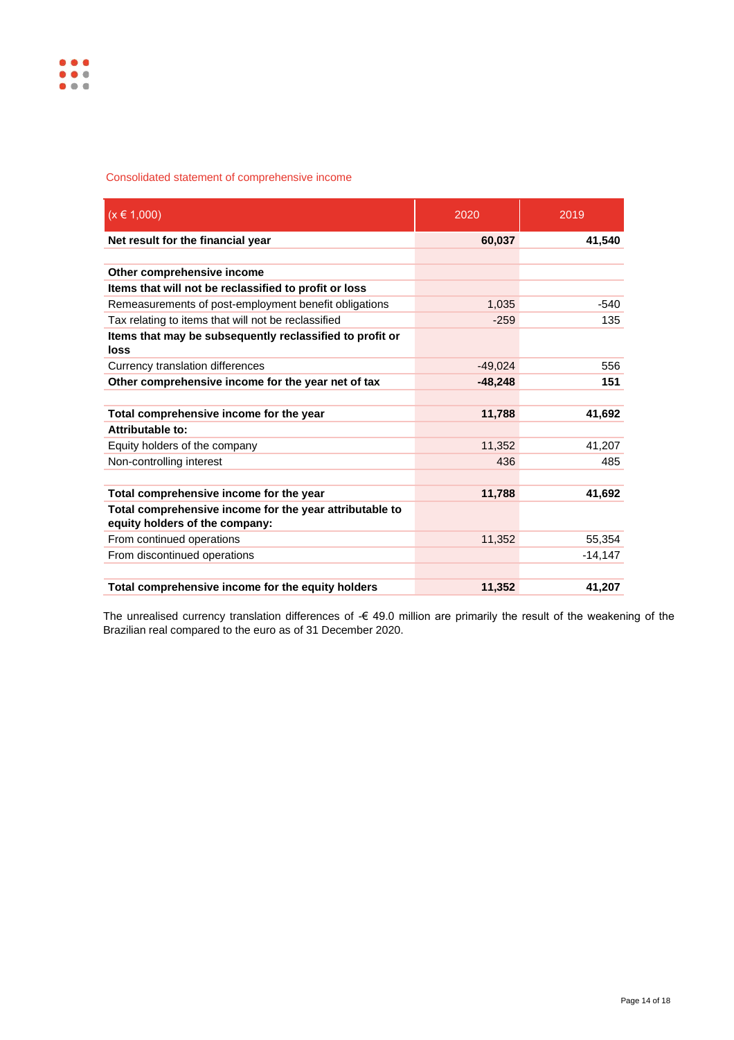## Consolidated statement of comprehensive income

| (x € 1,000) | 2020 | 2019 |
|---|---|---|
| **Net result for the financial year** | **60,037** | **41,540** |
| | | |
| **Other comprehensive income** | | |
| **Items that will not be reclassified to profit or loss** | | |
| Remeasurements of post-employment benefit obligations | 1,035 | -540 |
| Tax relating to items that will not be reclassified | -259 | 135 |
| **Items that may be subsequently reclassified to profit or loss** | | |
| Currency translation differences | -49,024 | 556 |
| **Other comprehensive income for the year net of tax** | **-48,248** | **151** |
| | | |
| **Total comprehensive income for the year** | **11,788** | **41,692** |
| **Attributable to:** | | |
| Equity holders of the company | 11,352 | 41,207 |
| Non-controlling interest | 436 | 485 |
| | | |
| **Total comprehensive income for the year** | **11,788** | **41,692** |
| **Total comprehensive income for the year attributable to equity holders of the company:** | | |
| From continued operations | 11,352 | 55,354 |
| From discontinued operations | | -14,147 |
| | | |
| **Total comprehensive income for the equity holders** | **11,352** | **41,207** |

The unrealised currency translation differences of -€ 49.0 million are primarily the result of the weakening of the Brazilian real compared to the euro as of 31 December 2020.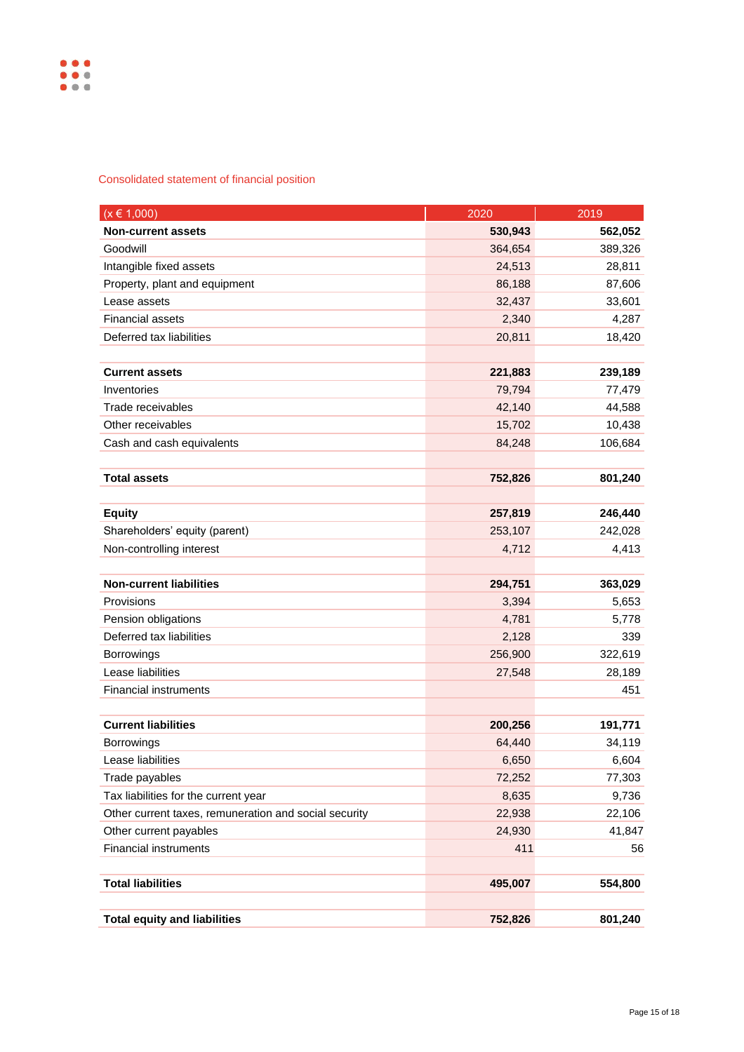## Consolidated statement of financial position

| (x € 1,000) | 2020 | 2019 |
|---|---|---|
| **Non-current assets** | **530,943** | **562,052** |
| Goodwill | 364,654 | 389,326 |
| Intangible fixed assets | 24,513 | 28,811 |
| Property, plant and equipment | 86,188 | 87,606 |
| Lease assets | 32,437 | 33,601 |
| Financial assets | 2,340 | 4,287 |
| Deferred tax liabilities | 20,811 | 18,420 |
| | | |
| **Current assets** | **221,883** | **239,189** |
| Inventories | 79,794 | 77,479 |
| Trade receivables | 42,140 | 44,588 |
| Other receivables | 15,702 | 10,438 |
| Cash and cash equivalents | 84,248 | 106,684 |
| | | |
| **Total assets** | **752,826** | **801,240** |
| | | |
| **Equity** | **257,819** | **246,440** |
| Shareholders' equity (parent) | 253,107 | 242,028 |
| Non-controlling interest | 4,712 | 4,413 |
| | | |
| **Non-current liabilities** | **294,751** | **363,029** |
| Provisions | 3,394 | 5,653 |
| Pension obligations | 4,781 | 5,778 |
| Deferred tax liabilities | 2,128 | 339 |
| Borrowings | 256,900 | 322,619 |
| Lease liabilities | 27,548 | 28,189 |
| Financial instruments | | 451 |
| | | |
| **Current liabilities** | **200,256** | **191,771** |
| Borrowings | 64,440 | 34,119 |
| Lease liabilities | 6,650 | 6,604 |
| Trade payables | 72,252 | 77,303 |
| Tax liabilities for the current year | 8,635 | 9,736 |
| Other current taxes, remuneration and social security | 22,938 | 22,106 |
| Other current payables | 24,930 | 41,847 |
| Financial instruments | 411 | 56 |
| | | |
| **Total liabilities** | **495,007** | **554,800** |
| | | |
| **Total equity and liabilities** | **752,826** | **801,240** |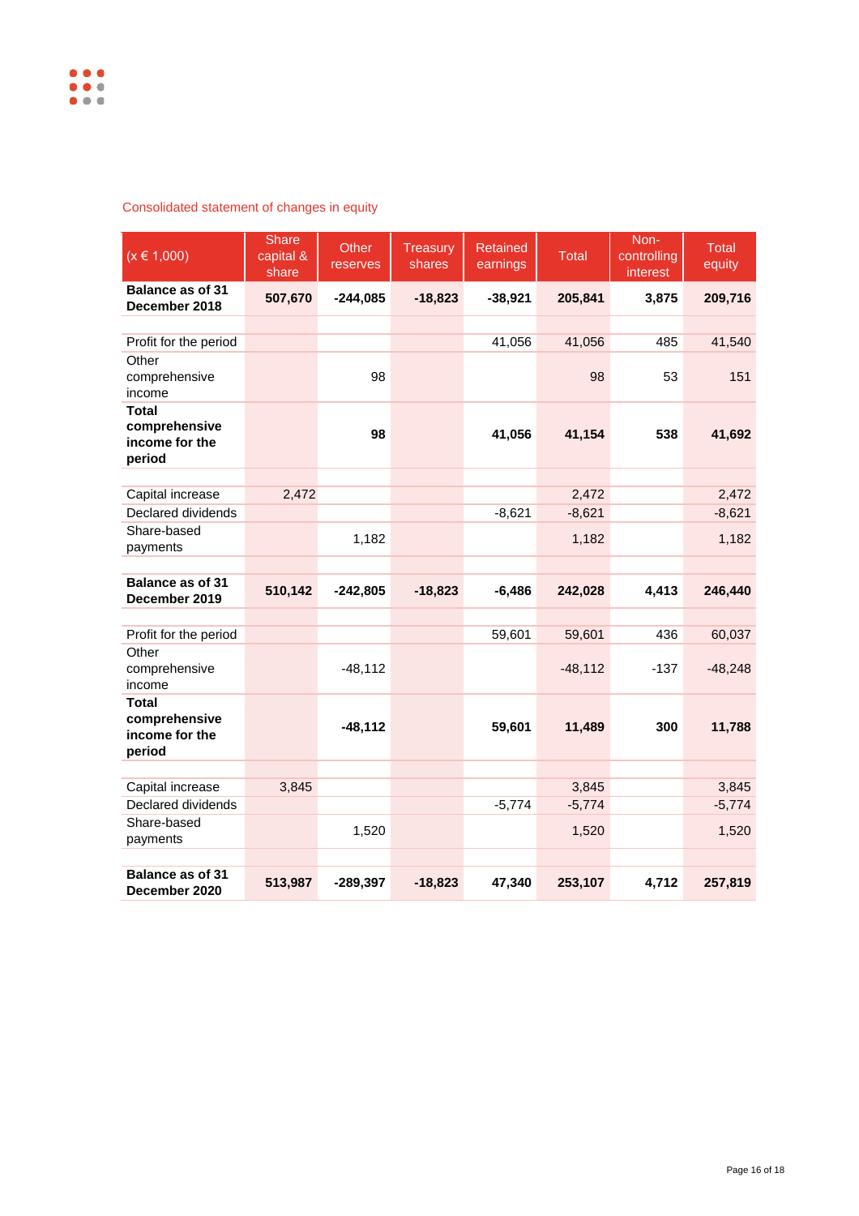Consolidated statement of changes in equity

| (x € 1,000) | Share capital & share | Other reserves | Treasury shares | Retained earnings | Total | Non-controlling interest | Total equity |
|---|---|---|---|---|---|---|---|
| **Balance as of 31 December 2018** | **507,670** | **-244,085** | **-18,823** | **-38,921** | **205,841** | **3,875** | **209,716** |
| | | | | | | | |
| Profit for the period | | | | 41,056 | 41,056 | 485 | 41,540 |
| Other comprehensive income | | 98 | | | 98 | 53 | 151 |
| **Total comprehensive income for the period** | | **98** | | **41,056** | **41,154** | **538** | **41,692** |
| | | | | | | | |
| Capital increase | 2,472 | | | | 2,472 | | 2,472 |
| Declared dividends | | | | -8,621 | -8,621 | | -8,621 |
| Share-based payments | | 1,182 | | | 1,182 | | 1,182 |
| | | | | | | | |
| **Balance as of 31 December 2019** | **510,142** | **-242,805** | **-18,823** | **-6,486** | **242,028** | **4,413** | **246,440** |
| | | | | | | | |
| Profit for the period | | | | 59,601 | 59,601 | 436 | 60,037 |
| Other comprehensive income | | -48,112 | | | -48,112 | -137 | -48,248 |
| **Total comprehensive income for the period** | | **-48,112** | | **59,601** | **11,489** | **300** | **11,788** |
| | | | | | | | |
| Capital increase | 3,845 | | | | 3,845 | | 3,845 |
| Declared dividends | | | | -5,774 | -5,774 | | -5,774 |
| Share-based payments | | 1,520 | | | 1,520 | | 1,520 |
| | | | | | | | |
| **Balance as of 31 December 2020** | **513,987** | **-289,397** | **-18,823** | **47,340** | **253,107** | **4,712** | **257,819** |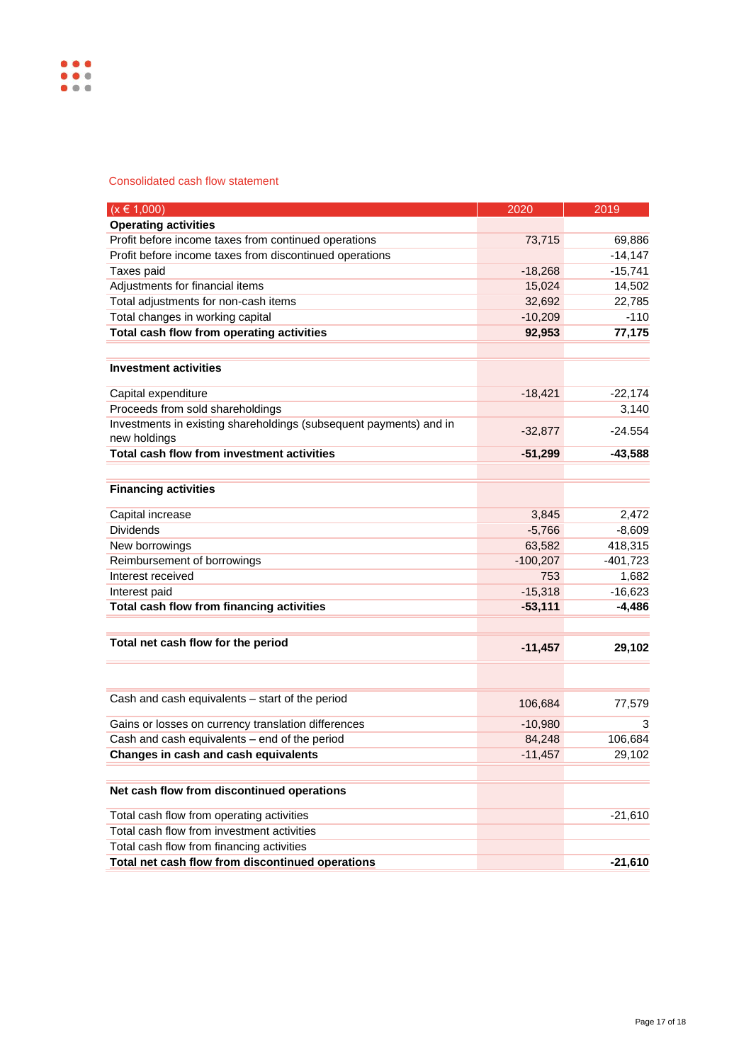Consolidated cash flow statement

| (x € 1,000) | 2020 | 2019 |
|---|---|---|
| **Operating activities** | | |
| Profit before income taxes from continued operations | 73,715 | 69,886 |
| Profit before income taxes from discontinued operations | | -14,147 |
| Taxes paid | -18,268 | -15,741 |
| Adjustments for financial items | 15,024 | 14,502 |
| Total adjustments for non-cash items | 32,692 | 22,785 |
| Total changes in working capital | -10,209 | -110 |
| **Total cash flow from operating activities** | **92,953** | **77,175** |
| | | |
| **Investment activities** | | |
| Capital expenditure | -18,421 | -22,174 |
| Proceeds from sold shareholdings | | 3,140 |
| Investments in existing shareholdings (subsequent payments) and in new holdings | -32,877 | -24.554 |
| **Total cash flow from investment activities** | **-51,299** | **-43,588** |
| | | |
| **Financing activities** | | |
| Capital increase | 3,845 | 2,472 |
| Dividends | -5,766 | -8,609 |
| New borrowings | 63,582 | 418,315 |
| Reimbursement of borrowings | -100,207 | -401,723 |
| Interest received | 753 | 1,682 |
| Interest paid | -15,318 | -16,623 |
| **Total cash flow from financing activities** | **-53,111** | **-4,486** |
| | | |
| **Total net cash flow for the period** | **-11,457** | **29,102** |
| | | |
| Cash and cash equivalents – start of the period | 106,684 | 77,579 |
| Gains or losses on currency translation differences | -10,980 | 3 |
| Cash and cash equivalents – end of the period | 84,248 | 106,684 |
| **Changes in cash and cash equivalents** | -11,457 | 29,102 |
| | | |
| **Net cash flow from discontinued operations** | | |
| Total cash flow from operating activities | | -21,610 |
| Total cash flow from investment activities | | |
| Total cash flow from financing activities | | |
| **Total net cash flow from discontinued operations** | | **-21,610** |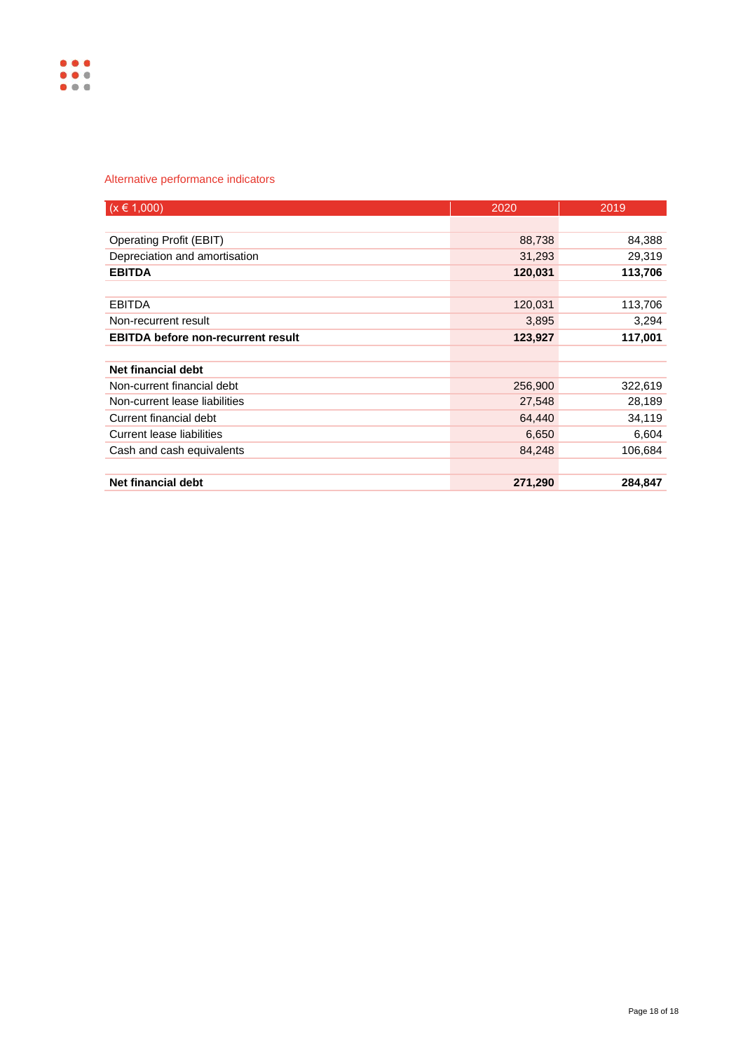## Alternative performance indicators

| (x € 1,000) | 2020 | 2019 |
|---|---|---|
| | | |
| Operating Profit (EBIT) | 88,738 | 84,388 |
| Depreciation and amortisation | 31,293 | 29,319 |
| **EBITDA** | **120,031** | **113,706** |
| | | |
| EBITDA | 120,031 | 113,706 |
| Non-recurrent result | 3,895 | 3,294 |
| **EBITDA before non-recurrent result** | **123,927** | **117,001** |
| | | |
| **Net financial debt** | | |
| Non-current financial debt | 256,900 | 322,619 |
| Non-current lease liabilities | 27,548 | 28,189 |
| Current financial debt | 64,440 | 34,119 |
| Current lease liabilities | 6,650 | 6,604 |
| Cash and cash equivalents | 84,248 | 106,684 |
| | | |
| **Net financial debt** | **271,290** | **284,847** |